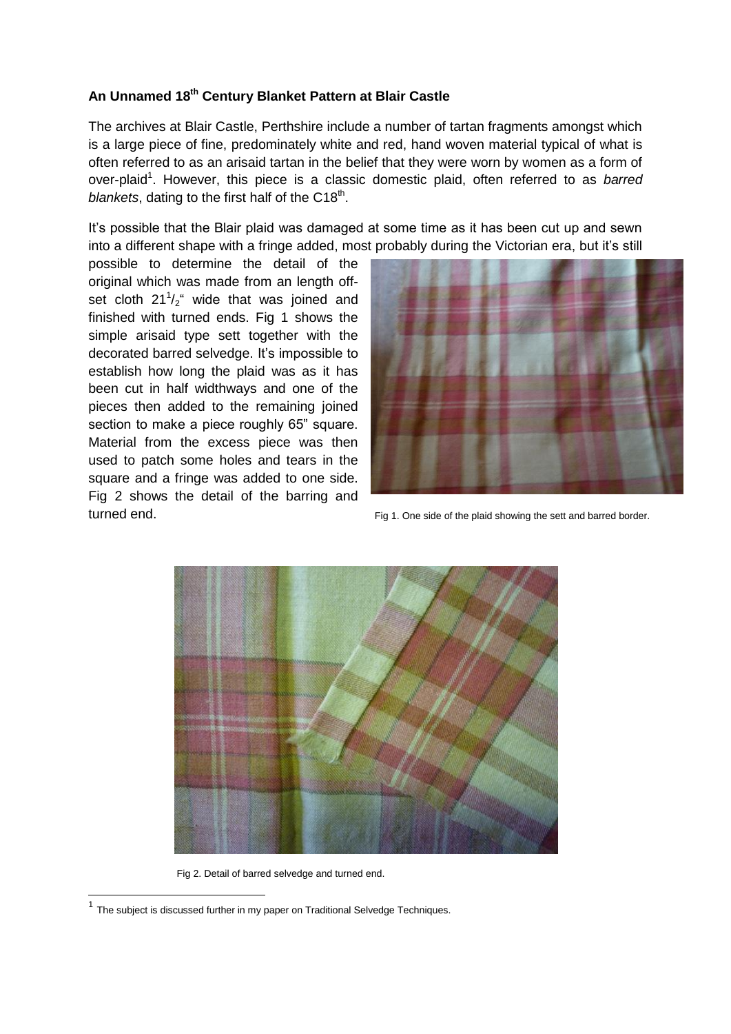**An Unnamed 18th Century Blanket Pattern at Blair Castle**

The archives at Blair Castle, Perthshire include a number of tartan fragments amongst which is a large piece of fine, predominately white and red, hand woven material typical of what is often referred to as an arisaid tartan in the belief that they were worn by women as a form of over-plaid[1]. However, this piece is a classic domestic plaid, often referred to as *barred blankets*, dating to the first half of the C18th.

It's possible that the Blair plaid was damaged at some time as it has been cut up and sewn into a different shape with a fringe added, most probably during the Victorian era, but it's still possible to determine the detail of the original which was made from an length off-set cloth $21^1/_2$" wide that was joined and finished with turned ends. Fig 1 shows the simple arisaid type sett together with the decorated barred selvedge. It's impossible to establish how long the plaid was as it has been cut in half widthways and one of the pieces then added to the remaining joined section to make a piece roughly 65" square. Material from the excess piece was then used to patch some holes and tears in the square and a fringe was added to one side. Fig 2 shows the detail of the barring and turned end.

Fig 1. One side of the plaid showing the sett and barred border.

Fig 2. Detail of barred selvedge and turned end.

[1] The subject is discussed further in my paper on Traditional Selvedge Techniques.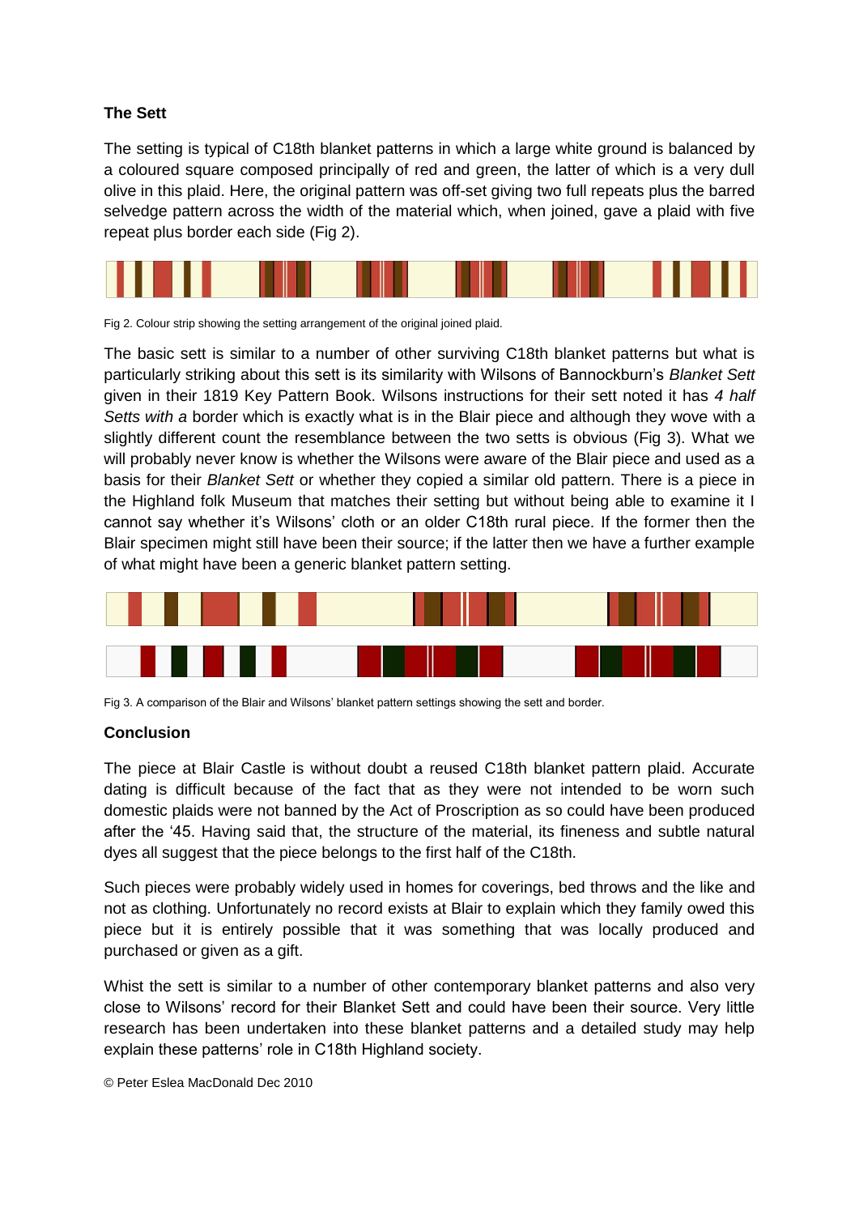### The Sett

The setting is typical of C18th blanket patterns in which a large white ground is balanced by a coloured square composed principally of red and green, the latter of which is a very dull olive in this plaid. Here, the original pattern was off-set giving two full repeats plus the barred selvedge pattern across the width of the material which, when joined, gave a plaid with five repeat plus border each side (Fig 2).

Fig 2. Colour strip showing the setting arrangement of the original joined plaid.

The basic sett is similar to a number of other surviving C18th blanket patterns but what is particularly striking about this sett is its similarity with Wilsons of Bannockburn's *Blanket Sett* given in their 1819 Key Pattern Book. Wilsons instructions for their sett noted it has *4 half Setts with a* border which is exactly what is in the Blair piece and although they wove with a slightly different count the resemblance between the two setts is obvious (Fig 3). What we will probably never know is whether the Wilsons were aware of the Blair piece and used as a basis for their *Blanket Sett* or whether they copied a similar old pattern. There is a piece in the Highland folk Museum that matches their setting but without being able to examine it I cannot say whether it's Wilsons' cloth or an older C18th rural piece. If the former then the Blair specimen might still have been their source; if the latter then we have a further example of what might have been a generic blanket pattern setting.

Fig 3. A comparison of the Blair and Wilsons' blanket pattern settings showing the sett and border.

### Conclusion

The piece at Blair Castle is without doubt a reused C18th blanket pattern plaid. Accurate dating is difficult because of the fact that as they were not intended to be worn such domestic plaids were not banned by the Act of Proscription as so could have been produced after the '45. Having said that, the structure of the material, its fineness and subtle natural dyes all suggest that the piece belongs to the first half of the C18th.

Such pieces were probably widely used in homes for coverings, bed throws and the like and not as clothing. Unfortunately no record exists at Blair to explain which they family owed this piece but it is entirely possible that it was something that was locally produced and purchased or given as a gift.

Whist the sett is similar to a number of other contemporary blanket patterns and also very close to Wilsons' record for their Blanket Sett and could have been their source. Very little research has been undertaken into these blanket patterns and a detailed study may help explain these patterns' role in C18th Highland society.

© Peter Eslea MacDonald Dec 2010